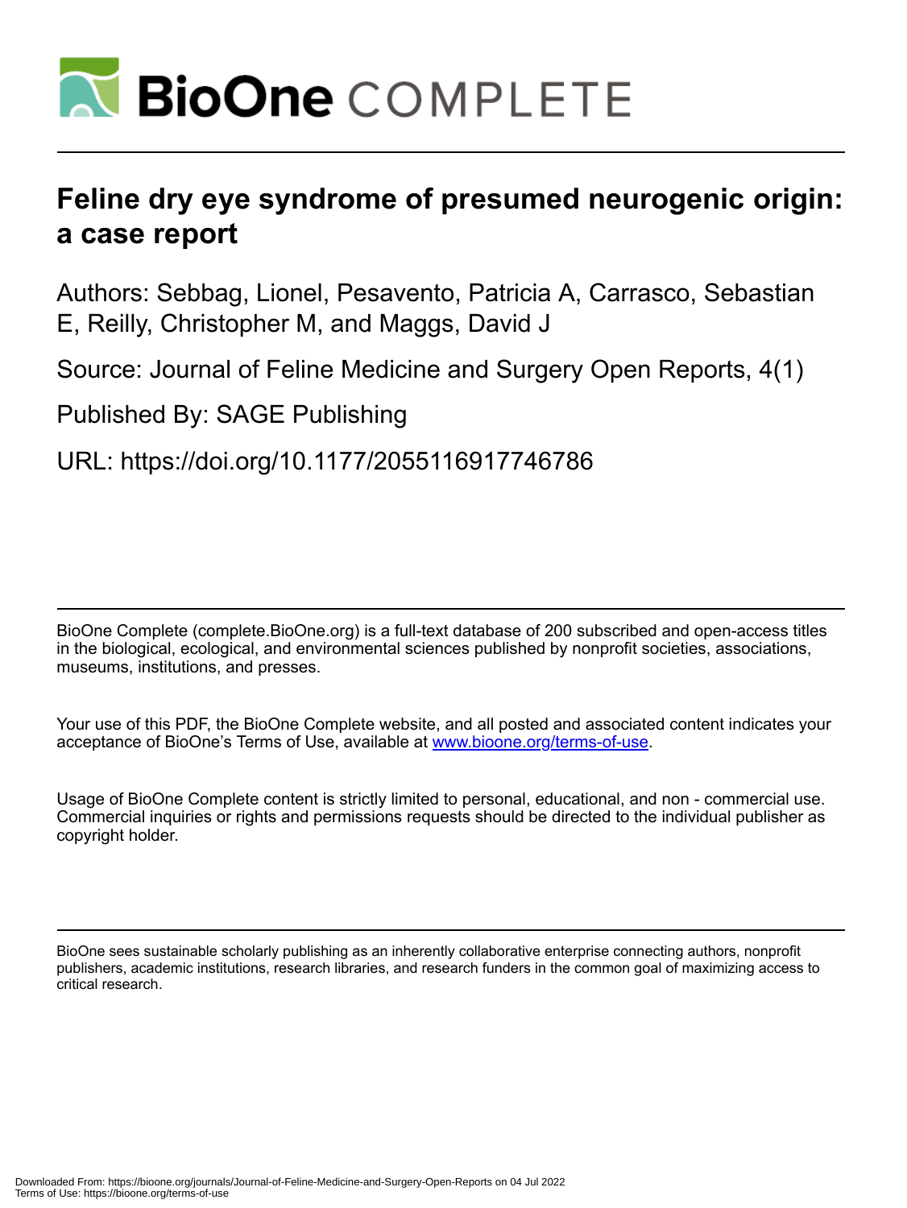# Feline dry eye syndrome of presumed neurogenic origin: a case report

Authors: Sebbag, Lionel, Pesavento, Patricia A, Carrasco, Sebastian E, Reilly, Christopher M, and Maggs, David J

Source: Journal of Feline Medicine and Surgery Open Reports, 4(1)

Published By: SAGE Publishing

URL: https://doi.org/10.1177/2055116917746786

BioOne Complete (complete.BioOne.org) is a full-text database of 200 subscribed and open-access titles in the biological, ecological, and environmental sciences published by nonprofit societies, associations, museums, institutions, and presses.

Your use of this PDF, the BioOne Complete website, and all posted and associated content indicates your acceptance of BioOne's Terms of Use, available at www.bioone.org/terms-of-use.

Usage of BioOne Complete content is strictly limited to personal, educational, and non - commercial use. Commercial inquiries or rights and permissions requests should be directed to the individual publisher as copyright holder.

BioOne sees sustainable scholarly publishing as an inherently collaborative enterprise connecting authors, nonprofit publishers, academic institutions, research libraries, and research funders in the common goal of maximizing access to critical research.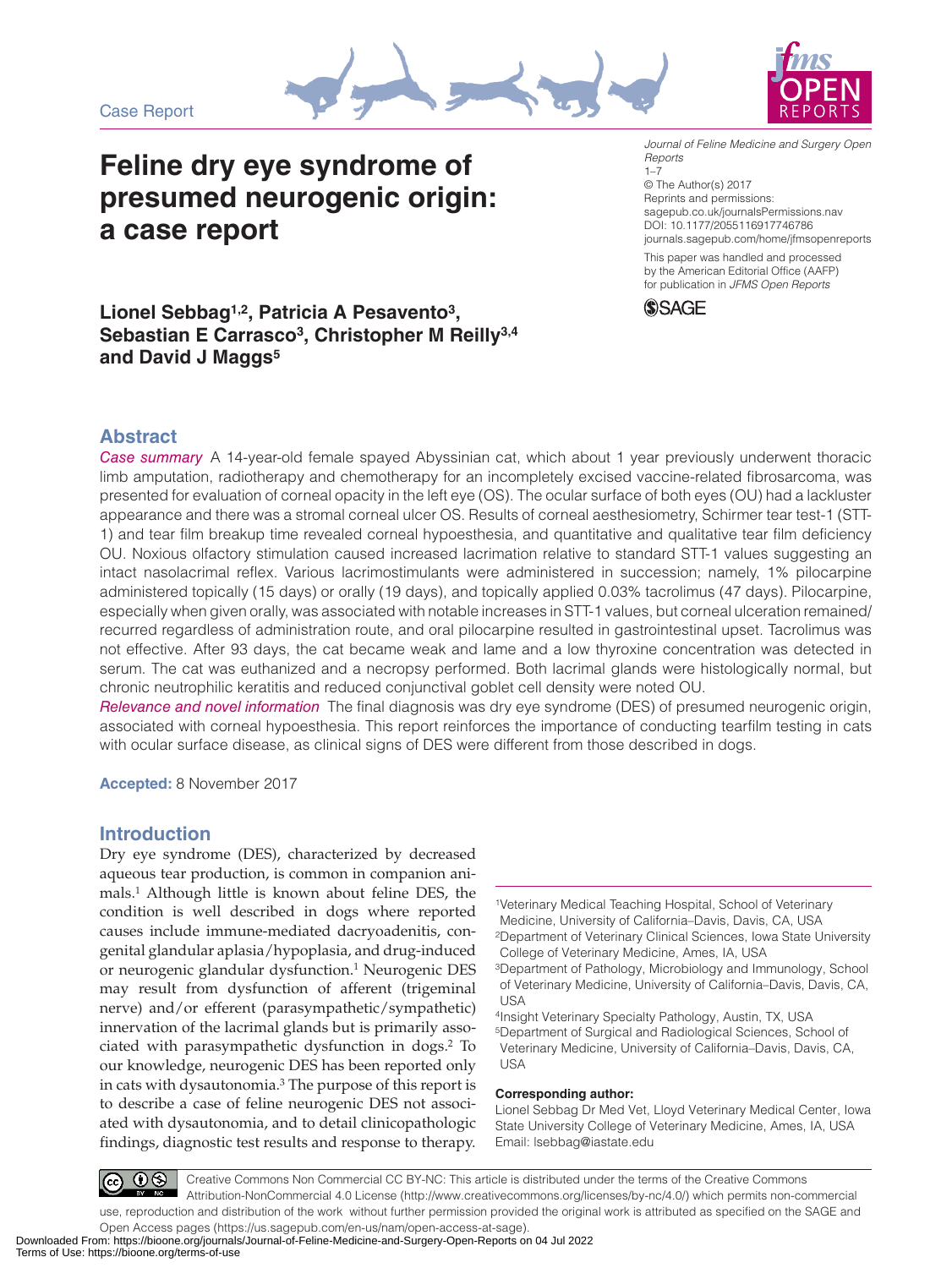Case Report

# Feline dry eye syndrome of presumed neurogenic origin: a case report

Journal of Feline Medicine and Surgery Open Reports
1–7
© The Author(s) 2017
Reprints and permissions:
sagepub.co.uk/journalsPermissions.nav
DOI: 10.1177/2055116917746786
journals.sagepub.com/home/jfmsopenreports

This paper was handled and processed by the American Editorial Office (AAFP) for publication in *JFMS Open Reports*

**Lionel Sebbag[1,2], Patricia A Pesavento[3], Sebastian E Carrasco[3], Christopher M Reilly[3,4] and David J Maggs[5]**

## Abstract

*Case summary* A 14-year-old female spayed Abyssinian cat, which about 1 year previously underwent thoracic limb amputation, radiotherapy and chemotherapy for an incompletely excised vaccine-related fibrosarcoma, was presented for evaluation of corneal opacity in the left eye (OS). The ocular surface of both eyes (OU) had a lackluster appearance and there was a stromal corneal ulcer OS. Results of corneal aesthesiometry, Schirmer tear test-1 (STT-1) and tear film breakup time revealed corneal hypoesthesia, and quantitative and qualitative tear film deficiency OU. Noxious olfactory stimulation caused increased lacrimation relative to standard STT-1 values suggesting an intact nasolacrimal reflex. Various lacrimostimulants were administered in succession; namely, 1% pilocarpine administered topically (15 days) or orally (19 days), and topically applied 0.03% tacrolimus (47 days). Pilocarpine, especially when given orally, was associated with notable increases in STT-1 values, but corneal ulceration remained/recurred regardless of administration route, and oral pilocarpine resulted in gastrointestinal upset. Tacrolimus was not effective. After 93 days, the cat became weak and lame and a low thyroxine concentration was detected in serum. The cat was euthanized and a necropsy performed. Both lacrimal glands were histologically normal, but chronic neutrophilic keratitis and reduced conjunctival goblet cell density were noted OU.

*Relevance and novel information* The final diagnosis was dry eye syndrome (DES) of presumed neurogenic origin, associated with corneal hypoesthesia. This report reinforces the importance of conducting tearfilm testing in cats with ocular surface disease, as clinical signs of DES were different from those described in dogs.

**Accepted:** 8 November 2017

## Introduction

Dry eye syndrome (DES), characterized by decreased aqueous tear production, is common in companion animals.[1] Although little is known about feline DES, the condition is well described in dogs where reported causes include immune-mediated dacryoadenitis, congenital glandular aplasia/hypoplasia, and drug-induced or neurogenic glandular dysfunction.[1] Neurogenic DES may result from dysfunction of afferent (trigeminal nerve) and/or efferent (parasympathetic/sympathetic) innervation of the lacrimal glands but is primarily associated with parasympathetic dysfunction in dogs.[2] To our knowledge, neurogenic DES has been reported only in cats with dysautonomia.[3] The purpose of this report is to describe a case of feline neurogenic DES not associated with dysautonomia, and to detail clinicopathologic findings, diagnostic test results and response to therapy.

[1]Veterinary Medical Teaching Hospital, School of Veterinary Medicine, University of California–Davis, Davis, CA, USA
[2]Department of Veterinary Clinical Sciences, Iowa State University College of Veterinary Medicine, Ames, IA, USA
[3]Department of Pathology, Microbiology and Immunology, School of Veterinary Medicine, University of California–Davis, Davis, CA, USA
[4]Insight Veterinary Specialty Pathology, Austin, TX, USA
[5]Department of Surgical and Radiological Sciences, School of Veterinary Medicine, University of California–Davis, Davis, CA, USA

**Corresponding author:**
Lionel Sebbag Dr Med Vet, Lloyd Veterinary Medical Center, Iowa State University College of Veterinary Medicine, Ames, IA, USA
Email: lsebbag@iastate.edu

Creative Commons Non Commercial CC BY-NC: This article is distributed under the terms of the Creative Commons Attribution-NonCommercial 4.0 License (http://www.creativecommons.org/licenses/by-nc/4.0/) which permits non-commercial use, reproduction and distribution of the work without further permission provided the original work is attributed as specified on the SAGE and Open Access pages (https://us.sagepub.com/en-us/nam/open-access-at-sage).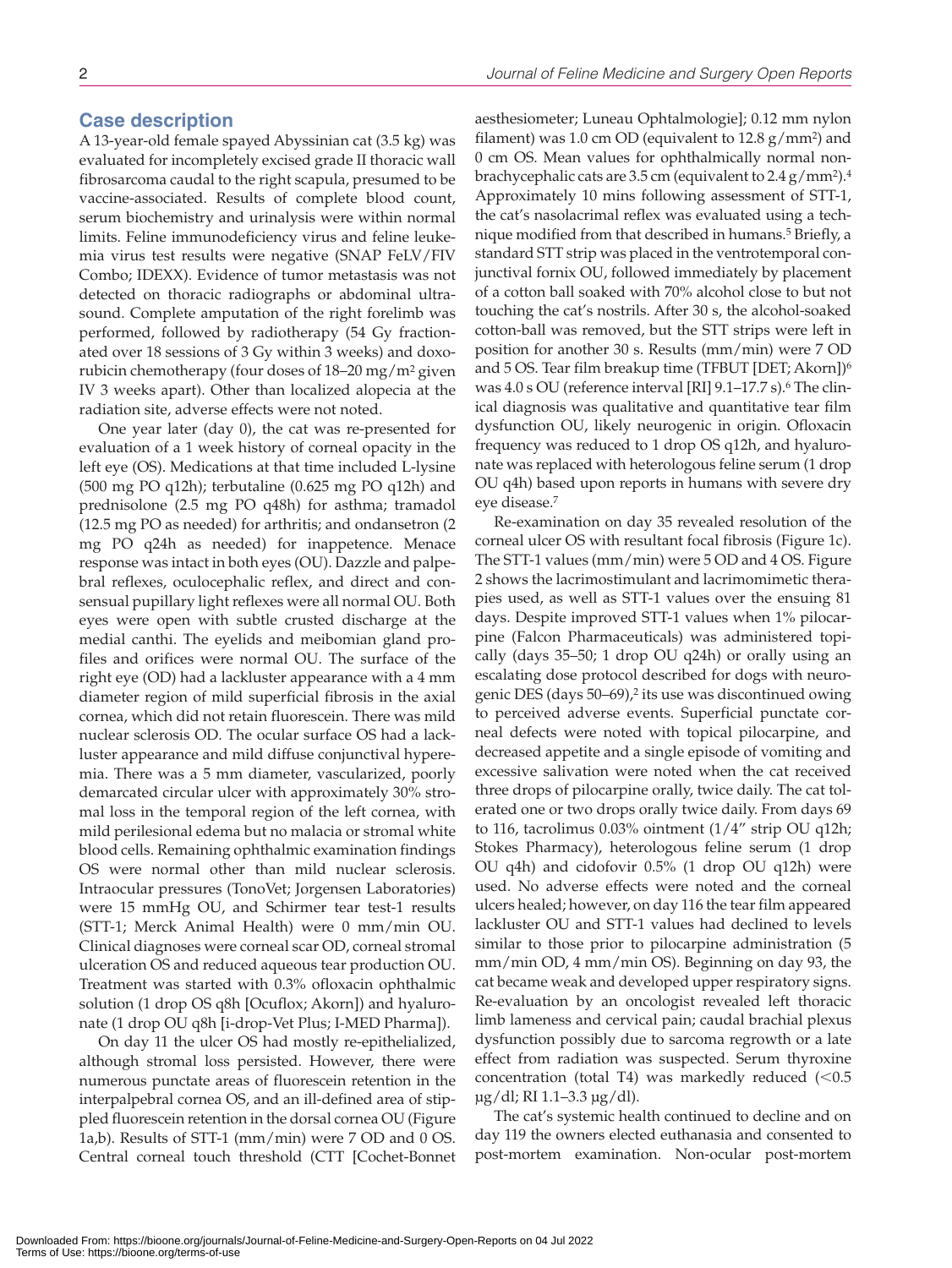## Case description

A 13-year-old female spayed Abyssinian cat (3.5 kg) was evaluated for incompletely excised grade II thoracic wall fibrosarcoma caudal to the right scapula, presumed to be vaccine-associated. Results of complete blood count, serum biochemistry and urinalysis were within normal limits. Feline immunodeficiency virus and feline leukemia virus test results were negative (SNAP FeLV/FIV Combo; IDEXX). Evidence of tumor metastasis was not detected on thoracic radiographs or abdominal ultrasound. Complete amputation of the right forelimb was performed, followed by radiotherapy (54 Gy fractionated over 18 sessions of 3 Gy within 3 weeks) and doxorubicin chemotherapy (four doses of 18–20 mg/m² given IV 3 weeks apart). Other than localized alopecia at the radiation site, adverse effects were not noted.

One year later (day 0), the cat was re-presented for evaluation of a 1 week history of corneal opacity in the left eye (OS). Medications at that time included L-lysine (500 mg PO q12h); terbutaline (0.625 mg PO q12h) and prednisolone (2.5 mg PO q48h) for asthma; tramadol (12.5 mg PO as needed) for arthritis; and ondansetron (2 mg PO q24h as needed) for inappetence. Menace response was intact in both eyes (OU). Dazzle and palpebral reflexes, oculocephalic reflex, and direct and consensual pupillary light reflexes were all normal OU. Both eyes were open with subtle crusted discharge at the medial canthi. The eyelids and meibomian gland profiles and orifices were normal OU. The surface of the right eye (OD) had a lackluster appearance with a 4 mm diameter region of mild superficial fibrosis in the axial cornea, which did not retain fluorescein. There was mild nuclear sclerosis OD. The ocular surface OS had a lackluster appearance and mild diffuse conjunctival hyperemia. There was a 5 mm diameter, vascularized, poorly demarcated circular ulcer with approximately 30% stromal loss in the temporal region of the left cornea, with mild perilesional edema but no malacia or stromal white blood cells. Remaining ophthalmic examination findings OS were normal other than mild nuclear sclerosis. Intraocular pressures (TonoVet; Jorgensen Laboratories) were 15 mmHg OU, and Schirmer tear test-1 results (STT-1; Merck Animal Health) were 0 mm/min OU. Clinical diagnoses were corneal scar OD, corneal stromal ulceration OS and reduced aqueous tear production OU. Treatment was started with 0.3% ofloxacin ophthalmic solution (1 drop OS q8h [Ocuflox; Akorn]) and hyaluronate (1 drop OU q8h [i-drop-Vet Plus; I-MED Pharma]).

On day 11 the ulcer OS had mostly re-epithelialized, although stromal loss persisted. However, there were numerous punctate areas of fluorescein retention in the interpalpebral cornea OS, and an ill-defined area of stippled fluorescein retention in the dorsal cornea OU (Figure 1a,b). Results of STT-1 (mm/min) were 7 OD and 0 OS. Central corneal touch threshold (CTT [Cochet-Bonnet aesthesiometer; Luneau Ophtalmologie]; 0.12 mm nylon filament) was 1.0 cm OD (equivalent to 12.8 g/mm²) and 0 cm OS. Mean values for ophthalmically normal non-brachycephalic cats are 3.5 cm (equivalent to 2.4 g/mm²).[4] Approximately 10 mins following assessment of STT-1, the cat's nasolacrimal reflex was evaluated using a technique modified from that described in humans.[5] Briefly, a standard STT strip was placed in the ventrotemporal conjunctival fornix OU, followed immediately by placement of a cotton ball soaked with 70% alcohol close to but not touching the cat's nostrils. After 30 s, the alcohol-soaked cotton-ball was removed, but the STT strips were left in position for another 30 s. Results (mm/min) were 7 OD and 5 OS. Tear film breakup time (TFBUT [DET; Akorn])[6] was 4.0 s OU (reference interval [RI] 9.1–17.7 s).[6] The clinical diagnosis was qualitative and quantitative tear film dysfunction OU, likely neurogenic in origin. Ofloxacin frequency was reduced to 1 drop OS q12h, and hyaluronate was replaced with heterologous feline serum (1 drop OU q4h) based upon reports in humans with severe dry eye disease.[7]

Re-examination on day 35 revealed resolution of the corneal ulcer OS with resultant focal fibrosis (Figure 1c). The STT-1 values (mm/min) were 5 OD and 4 OS. Figure 2 shows the lacrimostimulant and lacrimomimetic therapies used, as well as STT-1 values over the ensuing 81 days. Despite improved STT-1 values when 1% pilocarpine (Falcon Pharmaceuticals) was administered topically (days 35–50; 1 drop OU q24h) or orally using an escalating dose protocol described for dogs with neurogenic DES (days 50–69),[2] its use was discontinued owing to perceived adverse events. Superficial punctate corneal defects were noted with topical pilocarpine, and decreased appetite and a single episode of vomiting and excessive salivation were noted when the cat received three drops of pilocarpine orally, twice daily. The cat tolerated one or two drops orally twice daily. From days 69 to 116, tacrolimus 0.03% ointment (1/4″ strip OU q12h; Stokes Pharmacy), heterologous feline serum (1 drop OU q4h) and cidofovir 0.5% (1 drop OU q12h) were used. No adverse effects were noted and the corneal ulcers healed; however, on day 116 the tear film appeared lackluster OU and STT-1 values had declined to levels similar to those prior to pilocarpine administration (5 mm/min OD, 4 mm/min OS). Beginning on day 93, the cat became weak and developed upper respiratory signs. Re-evaluation by an oncologist revealed left thoracic limb lameness and cervical pain; caudal brachial plexus dysfunction possibly due to sarcoma regrowth or a late effect from radiation was suspected. Serum thyroxine concentration (total T4) was markedly reduced (<0.5 μg/dl; RI 1.1–3.3 μg/dl).

The cat's systemic health continued to decline and on day 119 the owners elected euthanasia and consented to post-mortem examination. Non-ocular post-mortem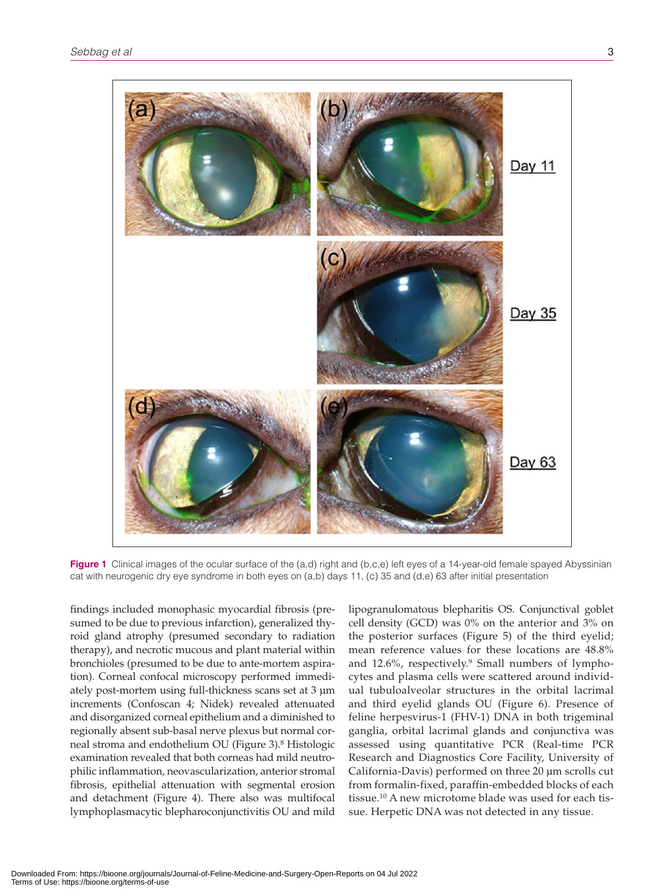**Figure 1** Clinical images of the ocular surface of the (a,d) right and (b,c,e) left eyes of a 14-year-old female spayed Abyssinian cat with neurogenic dry eye syndrome in both eyes on (a,b) days 11, (c) 35 and (d,e) 63 after initial presentation

findings included monophasic myocardial fibrosis (presumed to be due to previous infarction), generalized thyroid gland atrophy (presumed secondary to radiation therapy), and necrotic mucous and plant material within bronchioles (presumed to be due to ante-mortem aspiration). Corneal confocal microscopy performed immediately post-mortem using full-thickness scans set at 3 µm increments (Confoscan 4; Nidek) revealed attenuated and disorganized corneal epithelium and a diminished to regionally absent sub-basal nerve plexus but normal corneal stroma and endothelium OU (Figure 3).[8] Histologic examination revealed that both corneas had mild neutrophilic inflammation, neovascularization, anterior stromal fibrosis, epithelial attenuation with segmental erosion and detachment (Figure 4). There also was multifocal lymphoplasmacytic blepharoconjunctivitis OU and mild lipogranulomatous blepharitis OS. Conjunctival goblet cell density (GCD) was 0% on the anterior and 3% on the posterior surfaces (Figure 5) of the third eyelid; mean reference values for these locations are 48.8% and 12.6%, respectively.[9] Small numbers of lymphocytes and plasma cells were scattered around individual tubuloalveolar structures in the orbital lacrimal and third eyelid glands OU (Figure 6). Presence of feline herpesvirus-1 (FHV-1) DNA in both trigeminal ganglia, orbital lacrimal glands and conjunctiva was assessed using quantitative PCR (Real-time PCR Research and Diagnostics Core Facility, University of California-Davis) performed on three 20 µm scrolls cut from formalin-fixed, paraffin-embedded blocks of each tissue.[10] A new microtome blade was used for each tissue. Herpetic DNA was not detected in any tissue.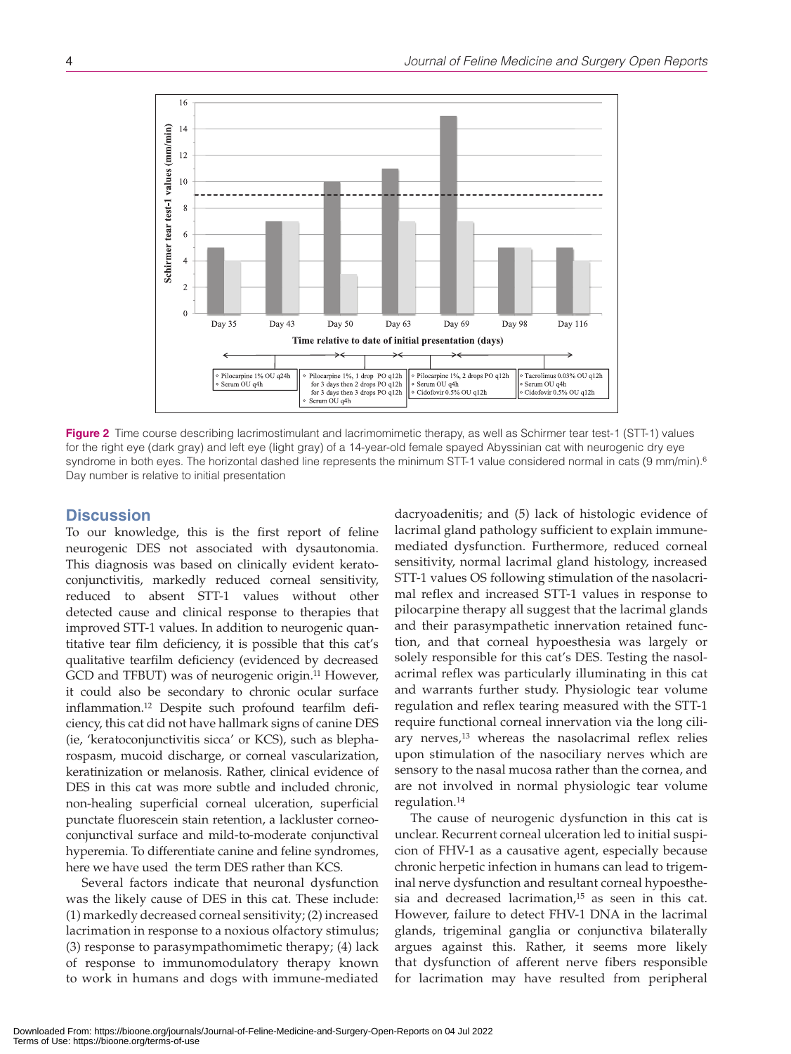**Figure 2** Time course describing lacrimostimulant and lacrimomimetic therapy, as well as Schirmer tear test-1 (STT-1) values for the right eye (dark gray) and left eye (light gray) of a 14-year-old female spayed Abyssinian cat with neurogenic dry eye syndrome in both eyes. The horizontal dashed line represents the minimum STT-1 value considered normal in cats (9 mm/min).[6] Day number is relative to initial presentation

## Discussion

To our knowledge, this is the first report of feline neurogenic DES not associated with dysautonomia. This diagnosis was based on clinically evident keratoconjunctivitis, markedly reduced corneal sensitivity, reduced to absent STT-1 values without other detected cause and clinical response to therapies that improved STT-1 values. In addition to neurogenic quantitative tear film deficiency, it is possible that this cat's qualitative tearfilm deficiency (evidenced by decreased GCD and TFBUT) was of neurogenic origin.[11] However, it could also be secondary to chronic ocular surface inflammation.[12] Despite such profound tearfilm deficiency, this cat did not have hallmark signs of canine DES (ie, 'keratoconjunctivitis sicca' or KCS), such as blepharospasm, mucoid discharge, or corneal vascularization, keratinization or melanosis. Rather, clinical evidence of DES in this cat was more subtle and included chronic, non-healing superficial corneal ulceration, superficial punctate fluorescein stain retention, a lackluster corneoconjunctival surface and mild-to-moderate conjunctival hyperemia. To differentiate canine and feline syndromes, here we have used the term DES rather than KCS.

Several factors indicate that neuronal dysfunction was the likely cause of DES in this cat. These include: (1) markedly decreased corneal sensitivity; (2) increased lacrimation in response to a noxious olfactory stimulus; (3) response to parasympathomimetic therapy; (4) lack of response to immunomodulatory therapy known to work in humans and dogs with immune-mediated dacryoadenitis; and (5) lack of histologic evidence of lacrimal gland pathology sufficient to explain immune-mediated dysfunction. Furthermore, reduced corneal sensitivity, normal lacrimal gland histology, increased STT-1 values OS following stimulation of the nasolacrimal reflex and increased STT-1 values in response to pilocarpine therapy all suggest that the lacrimal glands and their parasympathetic innervation retained function, and that corneal hypoesthesia was largely or solely responsible for this cat's DES. Testing the nasolacrimal reflex was particularly illuminating in this cat and warrants further study. Physiologic tear volume regulation and reflex tearing measured with the STT-1 require functional corneal innervation via the long ciliary nerves,[13] whereas the nasolacrimal reflex relies upon stimulation of the nasociliary nerves which are sensory to the nasal mucosa rather than the cornea, and are not involved in normal physiologic tear volume regulation.[14]

The cause of neurogenic dysfunction in this cat is unclear. Recurrent corneal ulceration led to initial suspicion of FHV-1 as a causative agent, especially because chronic herpetic infection in humans can lead to trigeminal nerve dysfunction and resultant corneal hypoesthesia and decreased lacrimation,[15] as seen in this cat. However, failure to detect FHV-1 DNA in the lacrimal glands, trigeminal ganglia or conjunctiva bilaterally argues against this. Rather, it seems more likely that dysfunction of afferent nerve fibers responsible for lacrimation may have resulted from peripheral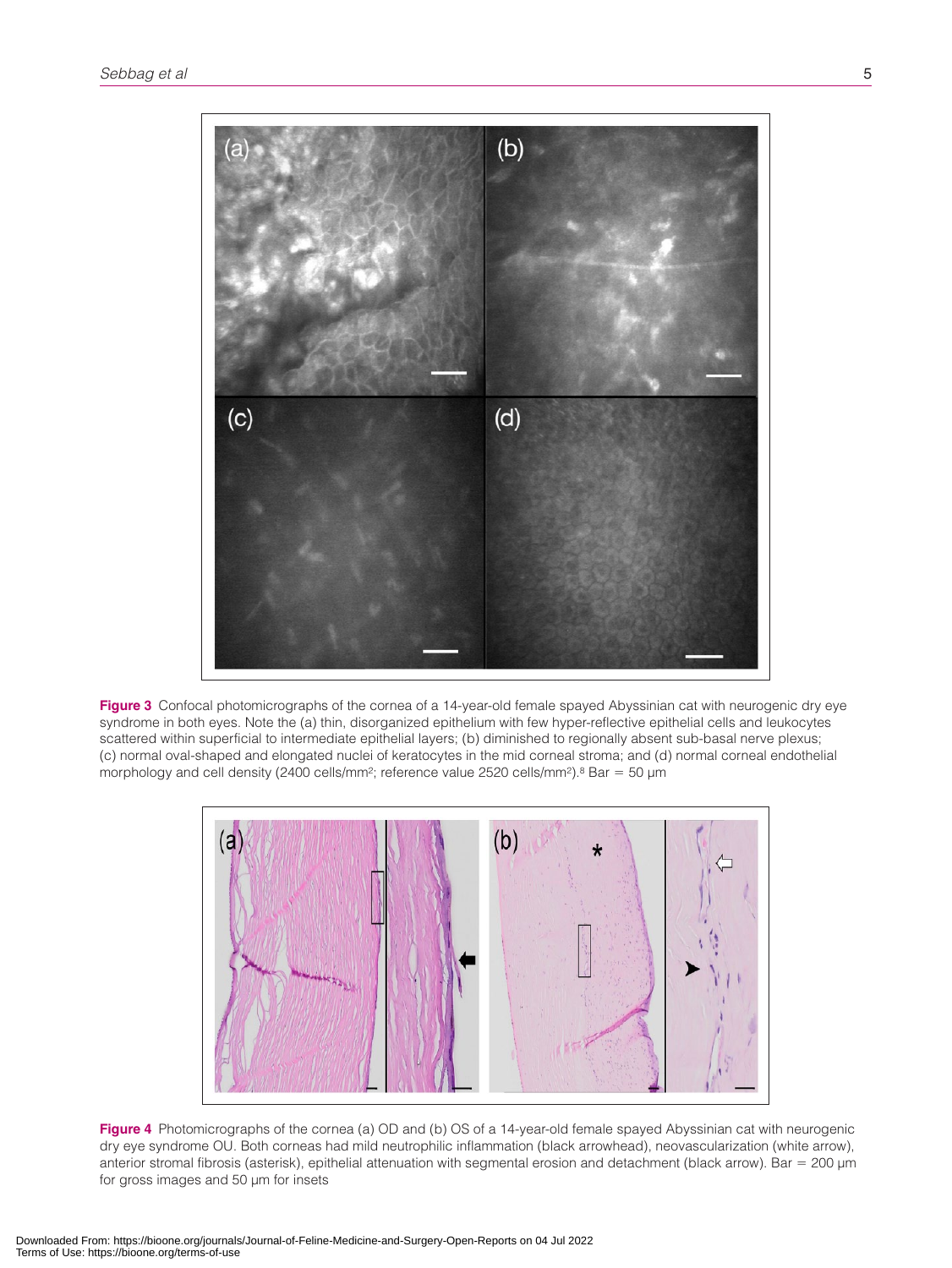**Figure 3** Confocal photomicrographs of the cornea of a 14-year-old female spayed Abyssinian cat with neurogenic dry eye syndrome in both eyes. Note the (a) thin, disorganized epithelium with few hyper-reflective epithelial cells and leukocytes scattered within superficial to intermediate epithelial layers; (b) diminished to regionally absent sub-basal nerve plexus; (c) normal oval-shaped and elongated nuclei of keratocytes in the mid corneal stroma; and (d) normal corneal endothelial morphology and cell density (2400 cells/mm$^2$; reference value 2520 cells/mm$^2$).[8] Bar = 50 μm

**Figure 4** Photomicrographs of the cornea (a) OD and (b) OS of a 14-year-old female spayed Abyssinian cat with neurogenic dry eye syndrome OU. Both corneas had mild neutrophilic inflammation (black arrowhead), neovascularization (white arrow), anterior stromal fibrosis (asterisk), epithelial attenuation with segmental erosion and detachment (black arrow). Bar = 200 μm for gross images and 50 μm for insets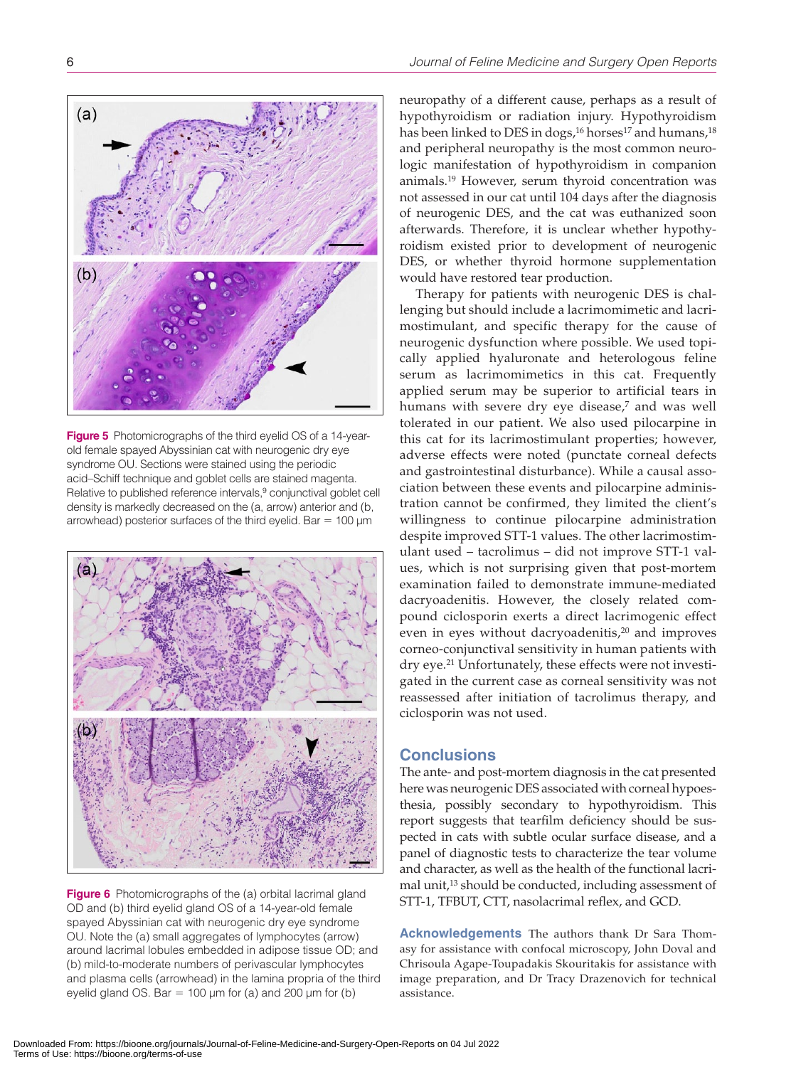**Figure 5** Photomicrographs of the third eyelid OS of a 14-year-old female spayed Abyssinian cat with neurogenic dry eye syndrome OU. Sections were stained using the periodic acid–Schiff technique and goblet cells are stained magenta. Relative to published reference intervals,[9] conjunctival goblet cell density is markedly decreased on the (a, arrow) anterior and (b, arrowhead) posterior surfaces of the third eyelid. Bar = 100 µm

**Figure 6** Photomicrographs of the (a) orbital lacrimal gland OD and (b) third eyelid gland OS of a 14-year-old female spayed Abyssinian cat with neurogenic dry eye syndrome OU. Note the (a) small aggregates of lymphocytes (arrow) around lacrimal lobules embedded in adipose tissue OD; and (b) mild-to-moderate numbers of perivascular lymphocytes and plasma cells (arrowhead) in the lamina propria of the third eyelid gland OS. Bar = 100 µm for (a) and 200 µm for (b)

neuropathy of a different cause, perhaps as a result of hypothyroidism or radiation injury. Hypothyroidism has been linked to DES in dogs,[16] horses[17] and humans,[18] and peripheral neuropathy is the most common neurologic manifestation of hypothyroidism in companion animals.[19] However, serum thyroid concentration was not assessed in our cat until 104 days after the diagnosis of neurogenic DES, and the cat was euthanized soon afterwards. Therefore, it is unclear whether hypothyroidism existed prior to development of neurogenic DES, or whether thyroid hormone supplementation would have restored tear production.

Therapy for patients with neurogenic DES is challenging but should include a lacrimomimetic and lacrimostimulant, and specific therapy for the cause of neurogenic dysfunction where possible. We used topically applied hyaluronate and heterologous feline serum as lacrimomimetics in this cat. Frequently applied serum may be superior to artificial tears in humans with severe dry eye disease,[7] and was well tolerated in our patient. We also used pilocarpine in this cat for its lacrimostimulant properties; however, adverse effects were noted (punctate corneal defects and gastrointestinal disturbance). While a causal association between these events and pilocarpine administration cannot be confirmed, they limited the client's willingness to continue pilocarpine administration despite improved STT-1 values. The other lacrimostimulant used – tacrolimus – did not improve STT-1 values, which is not surprising given that post-mortem examination failed to demonstrate immune-mediated dacryoadenitis. However, the closely related compound ciclosporin exerts a direct lacrimogenic effect even in eyes without dacryoadenitis,[20] and improves corneo-conjunctival sensitivity in human patients with dry eye.[21] Unfortunately, these effects were not investigated in the current case as corneal sensitivity was not reassessed after initiation of tacrolimus therapy, and ciclosporin was not used.

## Conclusions

The ante- and post-mortem diagnosis in the cat presented here was neurogenic DES associated with corneal hypoesthesia, possibly secondary to hypothyroidism. This report suggests that tearfilm deficiency should be suspected in cats with subtle ocular surface disease, and a panel of diagnostic tests to characterize the tear volume and character, as well as the health of the functional lacrimal unit,[13] should be conducted, including assessment of STT-1, TFBUT, CTT, nasolacrimal reflex, and GCD.

**Acknowledgements** The authors thank Dr Sara Thomasy for assistance with confocal microscopy, John Doval and Chrisoula Agape-Toupadakis Skouritakis for assistance with image preparation, and Dr Tracy Drazenovich for technical assistance.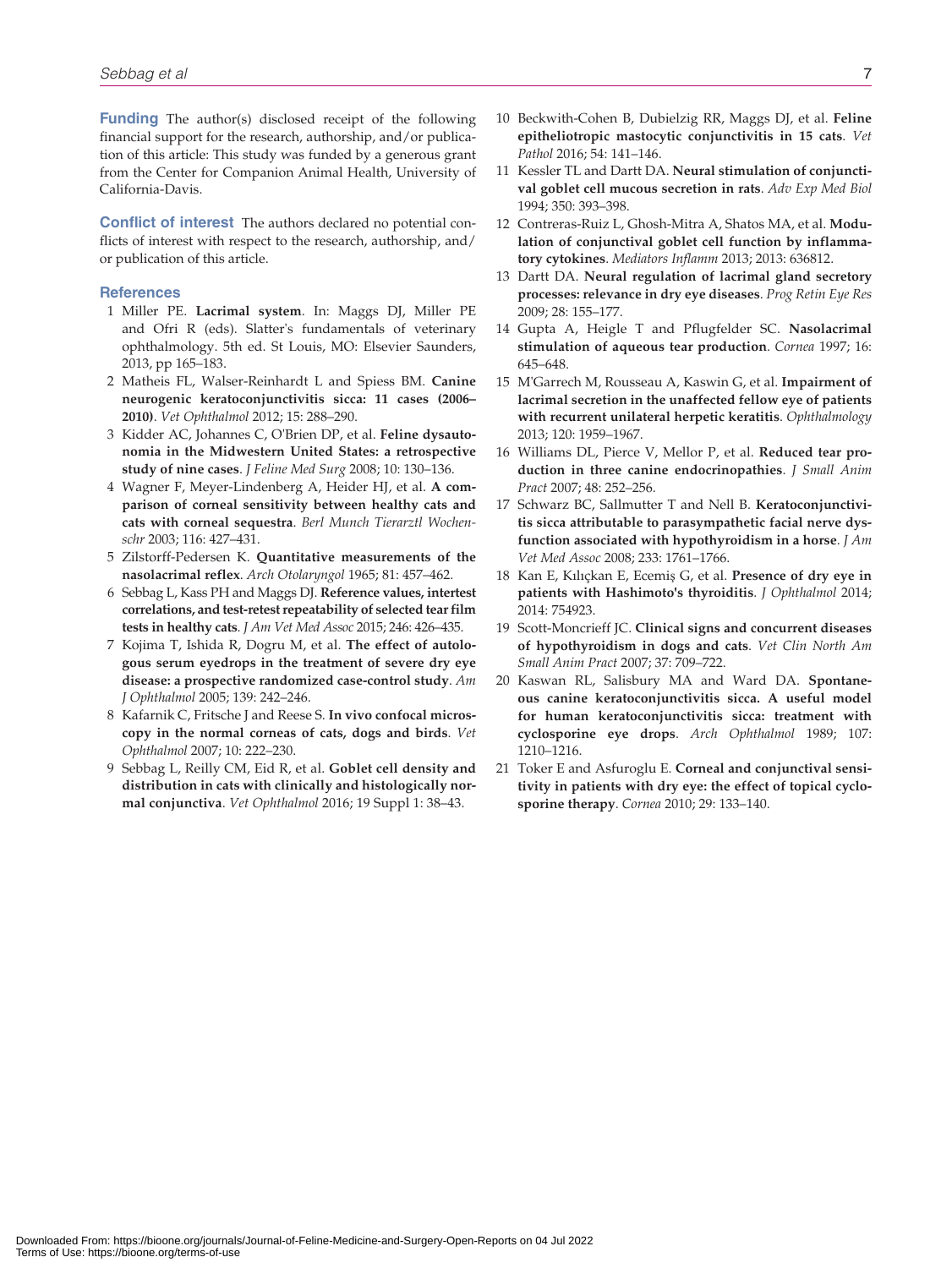**Funding** The author(s) disclosed receipt of the following financial support for the research, authorship, and/or publication of this article: This study was funded by a generous grant from the Center for Companion Animal Health, University of California-Davis.

**Conflict of interest** The authors declared no potential conflicts of interest with respect to the research, authorship, and/or publication of this article.

## References

1. Miller PE. **Lacrimal system**. In: Maggs DJ, Miller PE and Ofri R (eds). Slatter's fundamentals of veterinary ophthalmology. 5th ed. St Louis, MO: Elsevier Saunders, 2013, pp 165–183.
2. Matheis FL, Walser-Reinhardt L and Spiess BM. **Canine neurogenic keratoconjunctivitis sicca: 11 cases (2006–2010)**. *Vet Ophthalmol* 2012; 15: 288–290.
3. Kidder AC, Johannes C, O'Brien DP, et al. **Feline dysautonomia in the Midwestern United States: a retrospective study of nine cases**. *J Feline Med Surg* 2008; 10: 130–136.
4. Wagner F, Meyer-Lindenberg A, Heider HJ, et al. **A comparison of corneal sensitivity between healthy cats and cats with corneal sequestra**. *Berl Munch Tierarztl Wochenschr* 2003; 116: 427–431.
5. Zilstorff-Pedersen K. **Quantitative measurements of the nasolacrimal reflex**. *Arch Otolaryngol* 1965; 81: 457–462.
6. Sebbag L, Kass PH and Maggs DJ. **Reference values, intertest correlations, and test-retest repeatability of selected tear film tests in healthy cats**. *J Am Vet Med Assoc* 2015; 246: 426–435.
7. Kojima T, Ishida R, Dogru M, et al. **The effect of autologous serum eyedrops in the treatment of severe dry eye disease: a prospective randomized case-control study**. *Am J Ophthalmol* 2005; 139: 242–246.
8. Kafarnik C, Fritsche J and Reese S. **In vivo confocal microscopy in the normal corneas of cats, dogs and birds**. *Vet Ophthalmol* 2007; 10: 222–230.
9. Sebbag L, Reilly CM, Eid R, et al. **Goblet cell density and distribution in cats with clinically and histologically normal conjunctiva**. *Vet Ophthalmol* 2016; 19 Suppl 1: 38–43.
10. Beckwith-Cohen B, Dubielzig RR, Maggs DJ, et al. **Feline epitheliotropic mastocytic conjunctivitis in 15 cats**. *Vet Pathol* 2016; 54: 141–146.
11. Kessler TL and Dartt DA. **Neural stimulation of conjunctival goblet cell mucous secretion in rats**. *Adv Exp Med Biol* 1994; 350: 393–398.
12. Contreras-Ruiz L, Ghosh-Mitra A, Shatos MA, et al. **Modulation of conjunctival goblet cell function by inflammatory cytokines**. *Mediators Inflamm* 2013; 2013: 636812.
13. Dartt DA. **Neural regulation of lacrimal gland secretory processes: relevance in dry eye diseases**. *Prog Retin Eye Res* 2009; 28: 155–177.
14. Gupta A, Heigle T and Pflugfelder SC. **Nasolacrimal stimulation of aqueous tear production**. *Cornea* 1997; 16: 645–648.
15. M'Garrech M, Rousseau A, Kaswin G, et al. **Impairment of lacrimal secretion in the unaffected fellow eye of patients with recurrent unilateral herpetic keratitis**. *Ophthalmology* 2013; 120: 1959–1967.
16. Williams DL, Pierce V, Mellor P, et al. **Reduced tear production in three canine endocrinopathies**. *J Small Anim Pract* 2007; 48: 252–256.
17. Schwarz BC, Sallmutter T and Nell B. **Keratoconjunctivitis sicca attributable to parasympathetic facial nerve dysfunction associated with hypothyroidism in a horse**. *J Am Vet Med Assoc* 2008; 233: 1761–1766.
18. Kan E, Kılıçkan E, Ecemiş G, et al. **Presence of dry eye in patients with Hashimoto's thyroiditis**. *J Ophthalmol* 2014; 2014: 754923.
19. Scott-Moncrieff JC. **Clinical signs and concurrent diseases of hypothyroidism in dogs and cats**. *Vet Clin North Am Small Anim Pract* 2007; 37: 709–722.
20. Kaswan RL, Salisbury MA and Ward DA. **Spontaneous canine keratoconjunctivitis sicca. A useful model for human keratoconjunctivitis sicca: treatment with cyclosporine eye drops**. *Arch Ophthalmol* 1989; 107: 1210–1216.
21. Toker E and Asfuroglu E. **Corneal and conjunctival sensitivity in patients with dry eye: the effect of topical cyclosporine therapy**. *Cornea* 2010; 29: 133–140.

Downloaded From: https://bioone.org/journals/Journal-of-Feline-Medicine-and-Surgery-Open-Reports on 04 Jul 2022
Terms of Use: https://bioone.org/terms-of-use